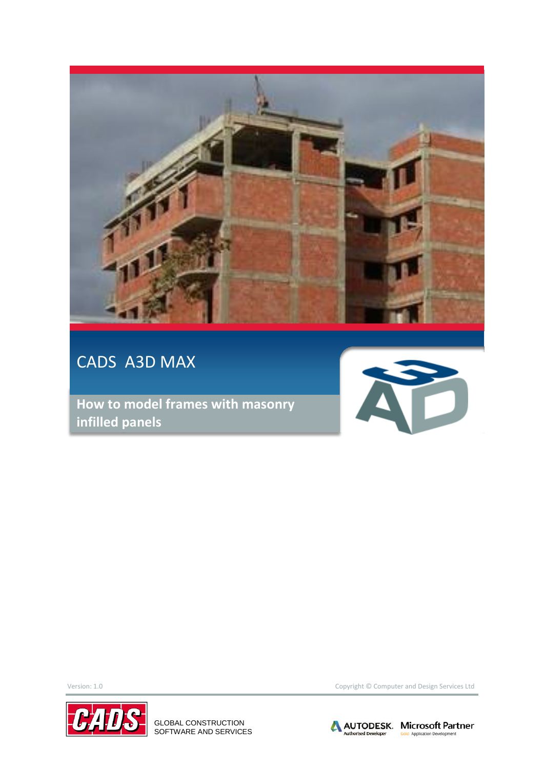# CADS A3D MAX

## How to model frames with masonry infilled panels

Version: 1.0

Copyright © Computer and Design Services Ltd

GLOBAL CONSTRUCTION SOFTWARE AND SERVICES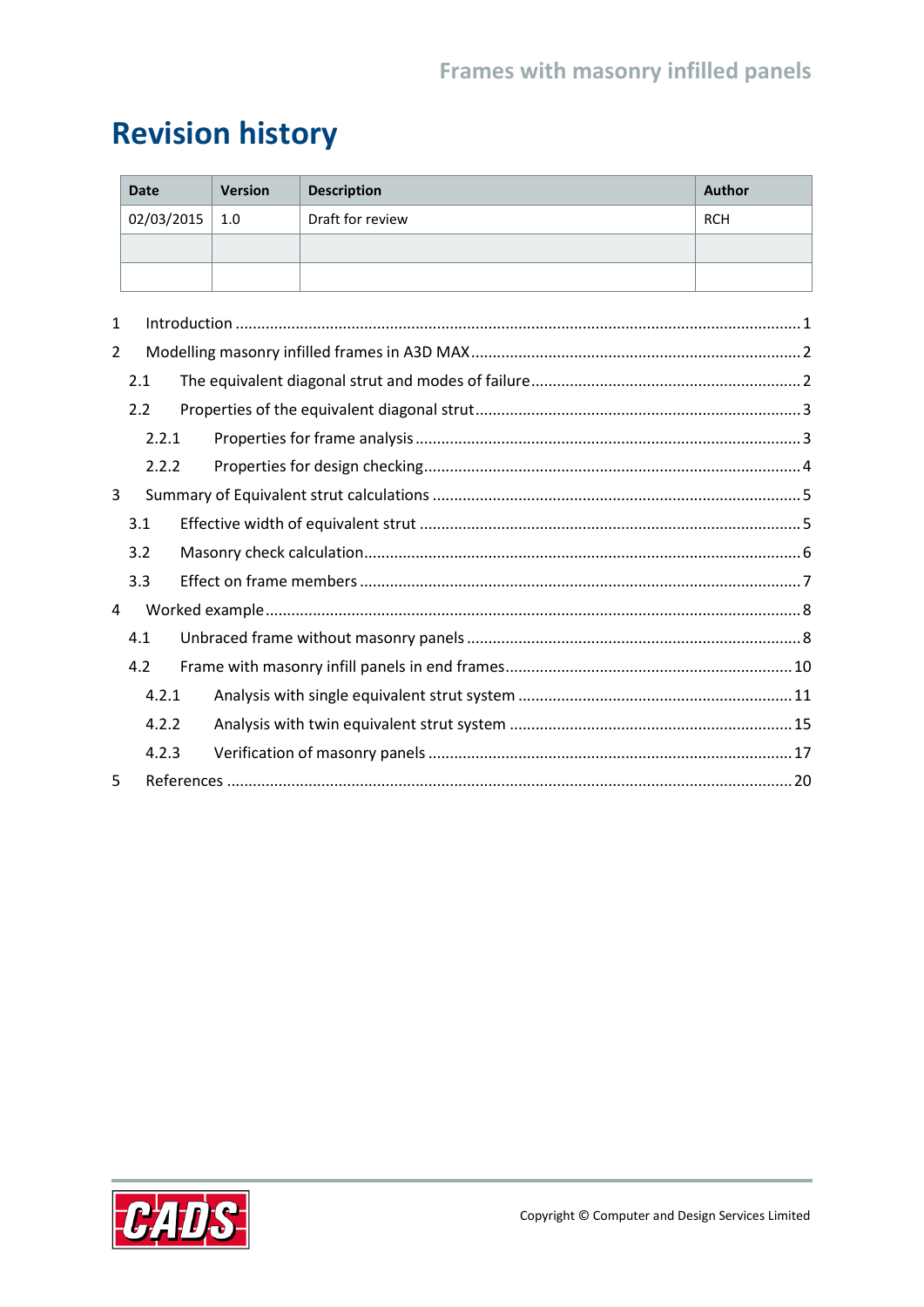# Revision history

| Date | Version | Description | Author |
|---|---|---|---|
| 02/03/2015 | 1.0 | Draft for review | RCH |
| | | | |
| | | | |

1 Introduction .......... 1

2 Modelling masonry infilled frames in A3D MAX .......... 2

- 2.1 The equivalent diagonal strut and modes of failure .......... 2
- 2.2 Properties of the equivalent diagonal strut .......... 3
  - 2.2.1 Properties for frame analysis .......... 3
  - 2.2.2 Properties for design checking .......... 4

3 Summary of Equivalent strut calculations .......... 5

- 3.1 Effective width of equivalent strut .......... 5
- 3.2 Masonry check calculation .......... 6
- 3.3 Effect on frame members .......... 7

4 Worked example .......... 8

- 4.1 Unbraced frame without masonry panels .......... 8
- 4.2 Frame with masonry infill panels in end frames .......... 10
  - 4.2.1 Analysis with single equivalent strut system .......... 11
  - 4.2.2 Analysis with twin equivalent strut system .......... 15
  - 4.2.3 Verification of masonry panels .......... 17

5 References .......... 20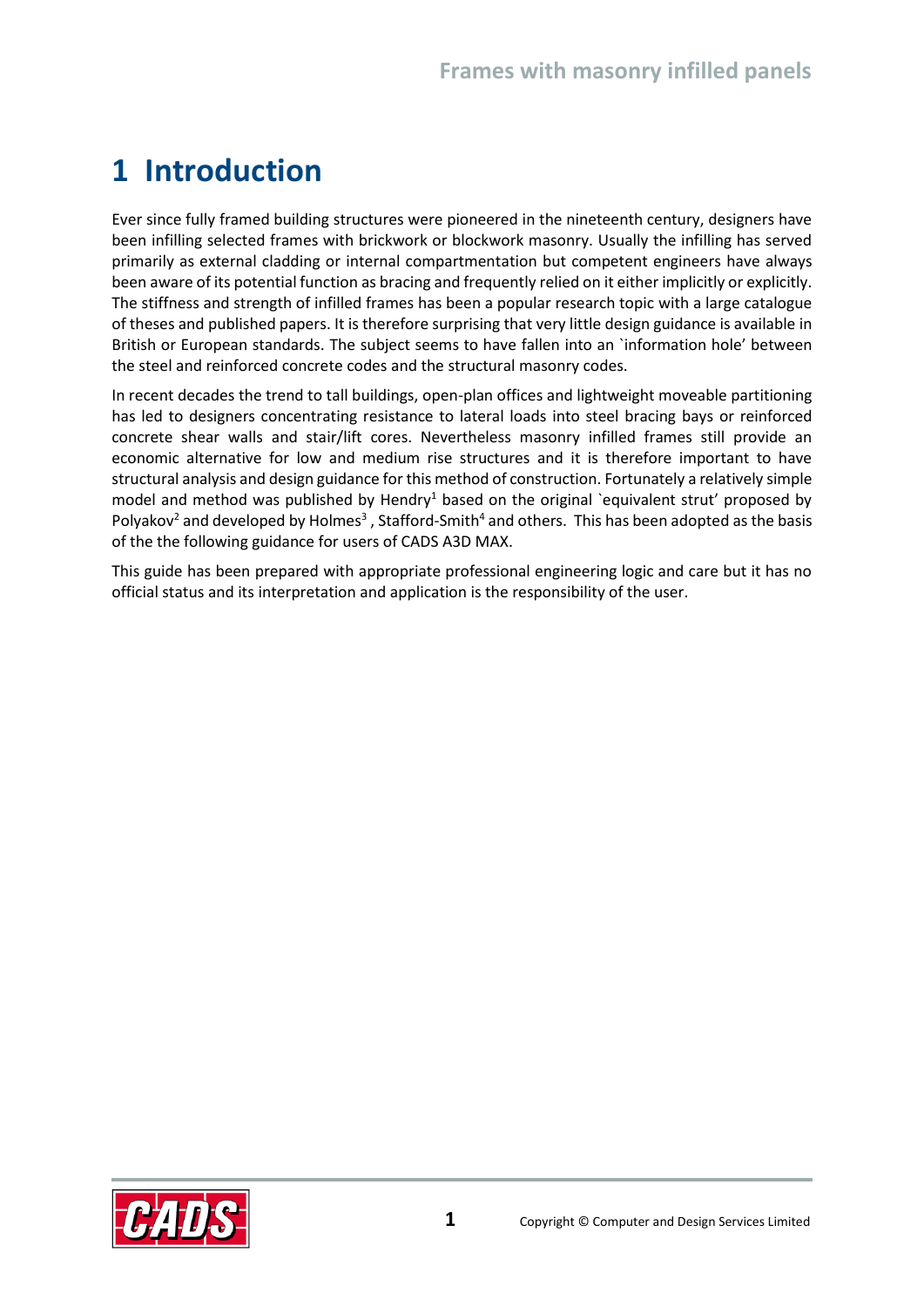# 1 Introduction

Ever since fully framed building structures were pioneered in the nineteenth century, designers have been infilling selected frames with brickwork or blockwork masonry. Usually the infilling has served primarily as external cladding or internal compartmentation but competent engineers have always been aware of its potential function as bracing and frequently relied on it either implicitly or explicitly. The stiffness and strength of infilled frames has been a popular research topic with a large catalogue of theses and published papers. It is therefore surprising that very little design guidance is available in British or European standards. The subject seems to have fallen into an `information hole' between the steel and reinforced concrete codes and the structural masonry codes.

In recent decades the trend to tall buildings, open-plan offices and lightweight moveable partitioning has led to designers concentrating resistance to lateral loads into steel bracing bays or reinforced concrete shear walls and stair/lift cores. Nevertheless masonry infilled frames still provide an economic alternative for low and medium rise structures and it is therefore important to have structural analysis and design guidance for this method of construction. Fortunately a relatively simple model and method was published by Hendry[1] based on the original `equivalent strut' proposed by Polyakov[2] and developed by Holmes[3] , Stafford-Smith[4] and others. This has been adopted as the basis of the the following guidance for users of CADS A3D MAX.

This guide has been prepared with appropriate professional engineering logic and care but it has no official status and its interpretation and application is the responsibility of the user.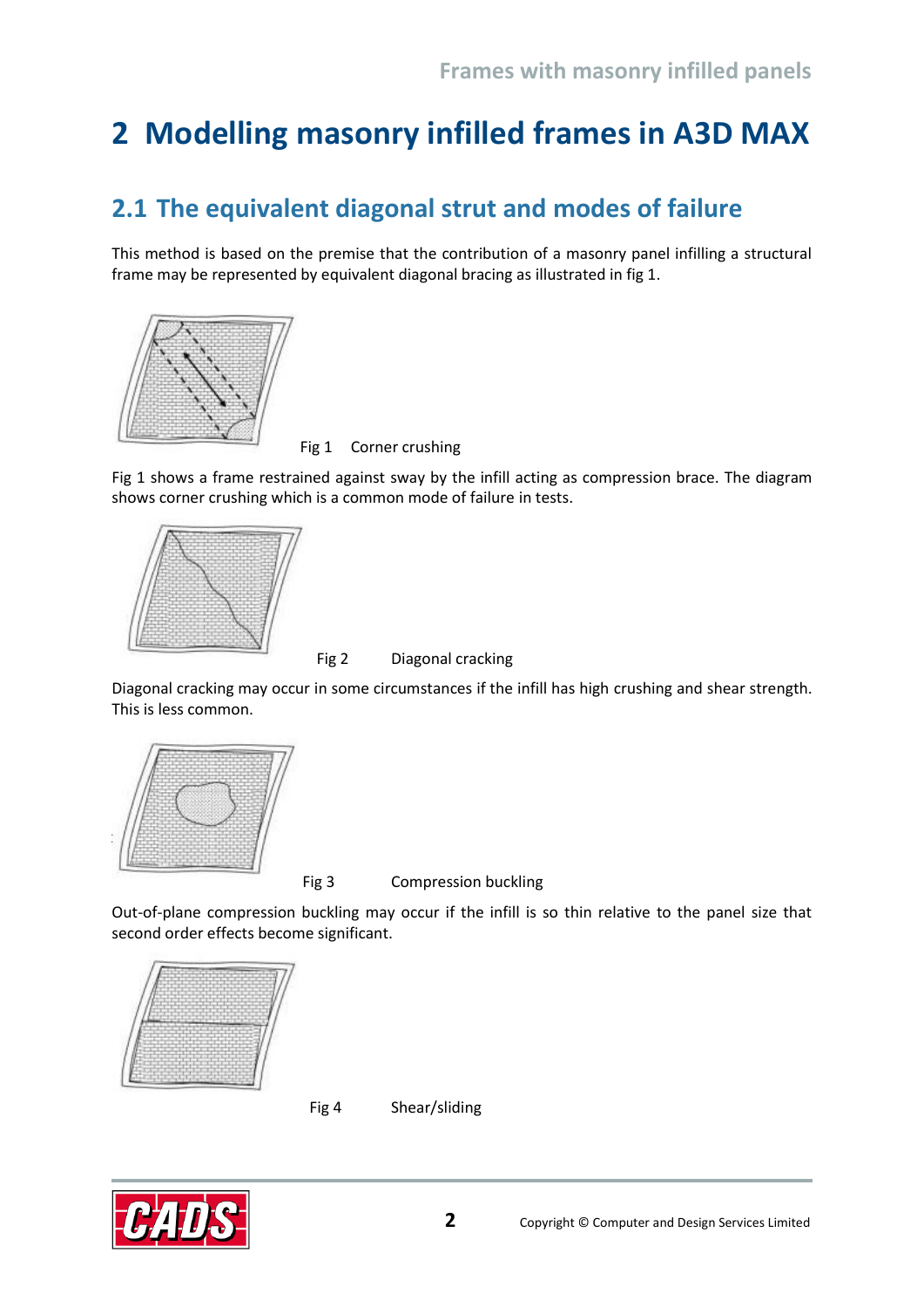# 2 Modelling masonry infilled frames in A3D MAX

## 2.1 The equivalent diagonal strut and modes of failure

This method is based on the premise that the contribution of a masonry panel infilling a structural frame may be represented by equivalent diagonal bracing as illustrated in fig 1.

Fig 1 Corner crushing

Fig 1 shows a frame restrained against sway by the infill acting as compression brace. The diagram shows corner crushing which is a common mode of failure in tests.

Fig 2 Diagonal cracking

Diagonal cracking may occur in some circumstances if the infill has high crushing and shear strength. This is less common.

Fig 3 Compression buckling

Out-of-plane compression buckling may occur if the infill is so thin relative to the panel size that second order effects become significant.

Fig 4 Shear/sliding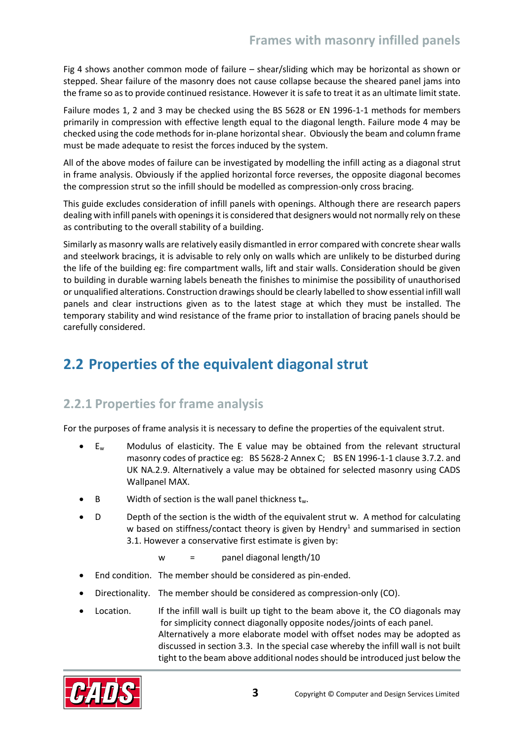Fig 4 shows another common mode of failure – shear/sliding which may be horizontal as shown or stepped. Shear failure of the masonry does not cause collapse because the sheared panel jams into the frame so as to provide continued resistance. However it is safe to treat it as an ultimate limit state.

Failure modes 1, 2 and 3 may be checked using the BS 5628 or EN 1996-1-1 methods for members primarily in compression with effective length equal to the diagonal length. Failure mode 4 may be checked using the code methods for in-plane horizontal shear. Obviously the beam and column frame must be made adequate to resist the forces induced by the system.

All of the above modes of failure can be investigated by modelling the infill acting as a diagonal strut in frame analysis. Obviously if the applied horizontal force reverses, the opposite diagonal becomes the compression strut so the infill should be modelled as compression-only cross bracing.

This guide excludes consideration of infill panels with openings. Although there are research papers dealing with infill panels with openings it is considered that designers would not normally rely on these as contributing to the overall stability of a building.

Similarly as masonry walls are relatively easily dismantled in error compared with concrete shear walls and steelwork bracings, it is advisable to rely only on walls which are unlikely to be disturbed during the life of the building eg: fire compartment walls, lift and stair walls. Consideration should be given to building in durable warning labels beneath the finishes to minimise the possibility of unauthorised or unqualified alterations. Construction drawings should be clearly labelled to show essential infill wall panels and clear instructions given as to the latest stage at which they must be installed. The temporary stability and wind resistance of the frame prior to installation of bracing panels should be carefully considered.

## 2.2 Properties of the equivalent diagonal strut

### 2.2.1 Properties for frame analysis

For the purposes of frame analysis it is necessary to define the properties of the equivalent strut.

- $E_w$ Modulus of elasticity. The E value may be obtained from the relevant structural masonry codes of practice eg: BS 5628-2 Annex C; BS EN 1996-1-1 clause 3.7.2. and UK NA.2.9. Alternatively a value may be obtained for selected masonry using CADS Wallpanel MAX.
- B Width of section is the wall panel thickness $t_w$.
- D Depth of the section is the width of the equivalent strut w. A method for calculating w based on stiffness/contact theory is given by Hendry[1] and summarised in section 3.1. However a conservative first estimate is given by:

  $$w = \text{panel diagonal length}/10$$

- End condition. The member should be considered as pin-ended.
- Directionality. The member should be considered as compression-only (CO).
- Location. If the infill wall is built up tight to the beam above it, the CO diagonals may for simplicity connect diagonally opposite nodes/joints of each panel. Alternatively a more elaborate model with offset nodes may be adopted as discussed in section 3.3. In the special case whereby the infill wall is not built tight to the beam above additional nodes should be introduced just below the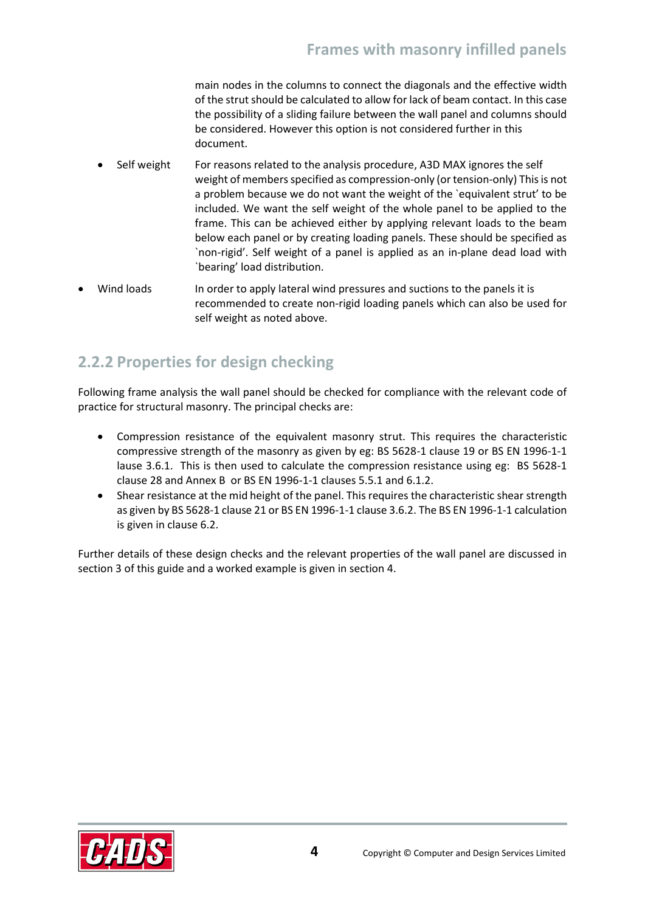main nodes in the columns to connect the diagonals and the effective width of the strut should be calculated to allow for lack of beam contact. In this case the possibility of a sliding failure between the wall panel and columns should be considered. However this option is not considered further in this document.

- Self weight — For reasons related to the analysis procedure, A3D MAX ignores the self weight of members specified as compression-only (or tension-only) This is not a problem because we do not want the weight of the `equivalent strut' to be included. We want the self weight of the whole panel to be applied to the frame. This can be achieved either by applying relevant loads to the beam below each panel or by creating loading panels. These should be specified as `non-rigid'. Self weight of a panel is applied as an in-plane dead load with `bearing' load distribution.

- Wind loads — In order to apply lateral wind pressures and suctions to the panels it is recommended to create non-rigid loading panels which can also be used for self weight as noted above.

## 2.2.2 Properties for design checking

Following frame analysis the wall panel should be checked for compliance with the relevant code of practice for structural masonry. The principal checks are:

- Compression resistance of the equivalent masonry strut. This requires the characteristic compressive strength of the masonry as given by eg: BS 5628-1 clause 19 or BS EN 1996-1-1 lause 3.6.1. This is then used to calculate the compression resistance using eg: BS 5628-1 clause 28 and Annex B or BS EN 1996-1-1 clauses 5.5.1 and 6.1.2.
- Shear resistance at the mid height of the panel. This requires the characteristic shear strength as given by BS 5628-1 clause 21 or BS EN 1996-1-1 clause 3.6.2. The BS EN 1996-1-1 calculation is given in clause 6.2.

Further details of these design checks and the relevant properties of the wall panel are discussed in section 3 of this guide and a worked example is given in section 4.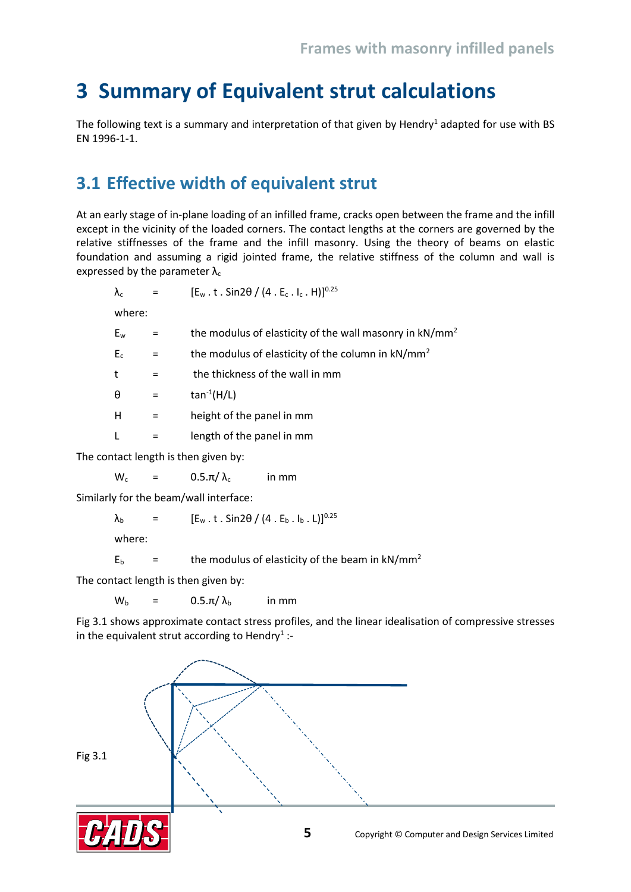# 3 Summary of Equivalent strut calculations

The following text is a summary and interpretation of that given by Hendry[1] adapted for use with BS EN 1996-1-1.

## 3.1 Effective width of equivalent strut

At an early stage of in-plane loading of an infilled frame, cracks open between the frame and the infill except in the vicinity of the loaded corners. The contact lengths at the corners are governed by the relative stiffnesses of the frame and the infill masonry. Using the theory of beams on elastic foundation and assuming a rigid jointed frame, the relative stiffness of the column and wall is expressed by the parameter $\lambda_c$

$$\lambda_c = [E_w \cdot t \cdot \sin 2\theta / (4 \cdot E_c \cdot I_c \cdot H)]^{0.25}$$

where:

- $E_w$ = the modulus of elasticity of the wall masonry in kN/mm$^2$
- $E_c$ = the modulus of elasticity of the column in kN/mm$^2$
- $t$ = the thickness of the wall in mm
- $\theta$ = $\tan^{-1}(H/L)$
- $H$ = height of the panel in mm
- $L$ = length of the panel in mm

The contact length is then given by:

$$W_c = 0.5 \cdot \pi / \lambda_c \quad \text{in mm}$$

Similarly for the beam/wall interface:

$$\lambda_b = [E_w \cdot t \cdot \sin 2\theta / (4 \cdot E_b \cdot I_b \cdot L)]^{0.25}$$

where:

- $E_b$ = the modulus of elasticity of the beam in kN/mm$^2$

The contact length is then given by:

$$W_b = 0.5 \cdot \pi / \lambda_b \quad \text{in mm}$$

Fig 3.1 shows approximate contact stress profiles, and the linear idealisation of compressive stresses in the equivalent strut according to Hendry[1] :-

Fig 3.1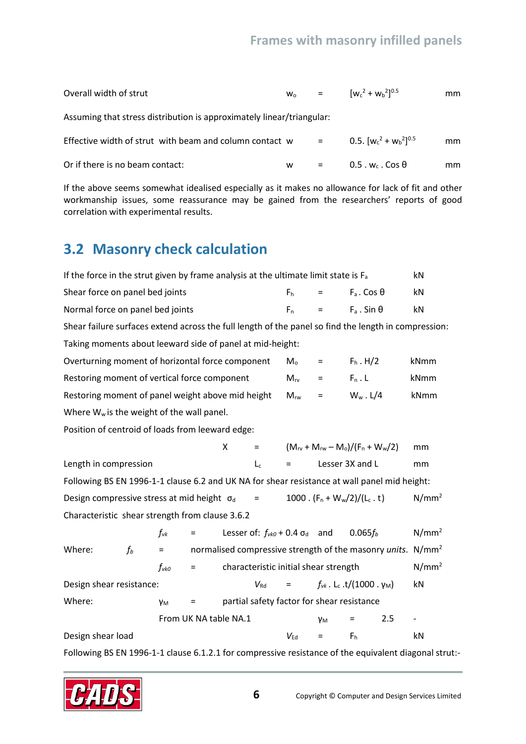| | | | |
|---|---|---|---|
| Overall width of strut | $w_o$ | = $[w_c^2 + w_b^2]^{0.5}$ | mm |

Assuming that stress distribution is approximately linear/triangular:

| | | | |
|---|---|---|---|
| Effective width of strut with beam and column contact | $w$ | = $0.5 . [w_c^2 + w_b^2]^{0.5}$ | mm |
| Or if there is no beam contact: | $w$ | = $0.5 . w_c . \cos\theta$ | mm |

If the above seems somewhat idealised especially as it makes no allowance for lack of fit and other workmanship issues, some reassurance may be gained from the researchers' reports of good correlation with experimental results.

## 3.2 Masonry check calculation

If the force in the strut given by frame analysis at the ultimate limit state is $F_a$ kN

| | | | |
|---|---|---|---|
| Shear force on panel bed joints | $F_h$ | = $F_a . \cos\theta$ | kN |
| Normal force on panel bed joints | $F_n$ | = $F_a . \sin\theta$ | kN |

Shear failure surfaces extend across the full length of the panel so find the length in compression:

Taking moments about leeward side of panel at mid-height:

| | | | |
|---|---|---|---|
| Overturning moment of horizontal force component | $M_o$ | = $F_h . H/2$ | kNmm |
| Restoring moment of vertical force component | $M_{rv}$ | = $F_n . L$ | kNmm |
| Restoring moment of panel weight above mid height | $M_{rw}$ | = $W_w . L/4$ | kNmm |

Where $W_w$ is the weight of the wall panel.

Position of centroid of loads from leeward edge:

$X = (M_{rv} + M_{rw} - M_o)/(F_n + W_w/2)$ mm

Length in compression $L_c$ = Lesser 3X and L mm

Following BS EN 1996-1-1 clause 6.2 and UK NA for shear resistance at wall panel mid height:

Design compressive stress at mid height $\sigma_d = 1000 . (F_n + W_w/2)/(L_c . t)$ N/mm²

Characteristic shear strength from clause 3.6.2

$f_{vk}$ = Lesser of: $f_{vk0} + 0.4\,\sigma_d$ and $0.065 f_b$ N/mm²

Where: $f_b$ = normalised compressive strength of the masonry *units*. N/mm²

$f_{vk0}$ = characteristic initial shear strength N/mm²

Design shear resistance: $V_{Rd} = f_{vk} . L_c . t/(1000 . \gamma_M)$ kN

Where: $\gamma_M$ = partial safety factor for shear resistance

From UK NA table NA.1 $\gamma_M$ = 2.5 -

Design shear load $V_{Ed} = F_h$ kN

Following BS EN 1996-1-1 clause 6.1.2.1 for compressive resistance of the equivalent diagonal strut:-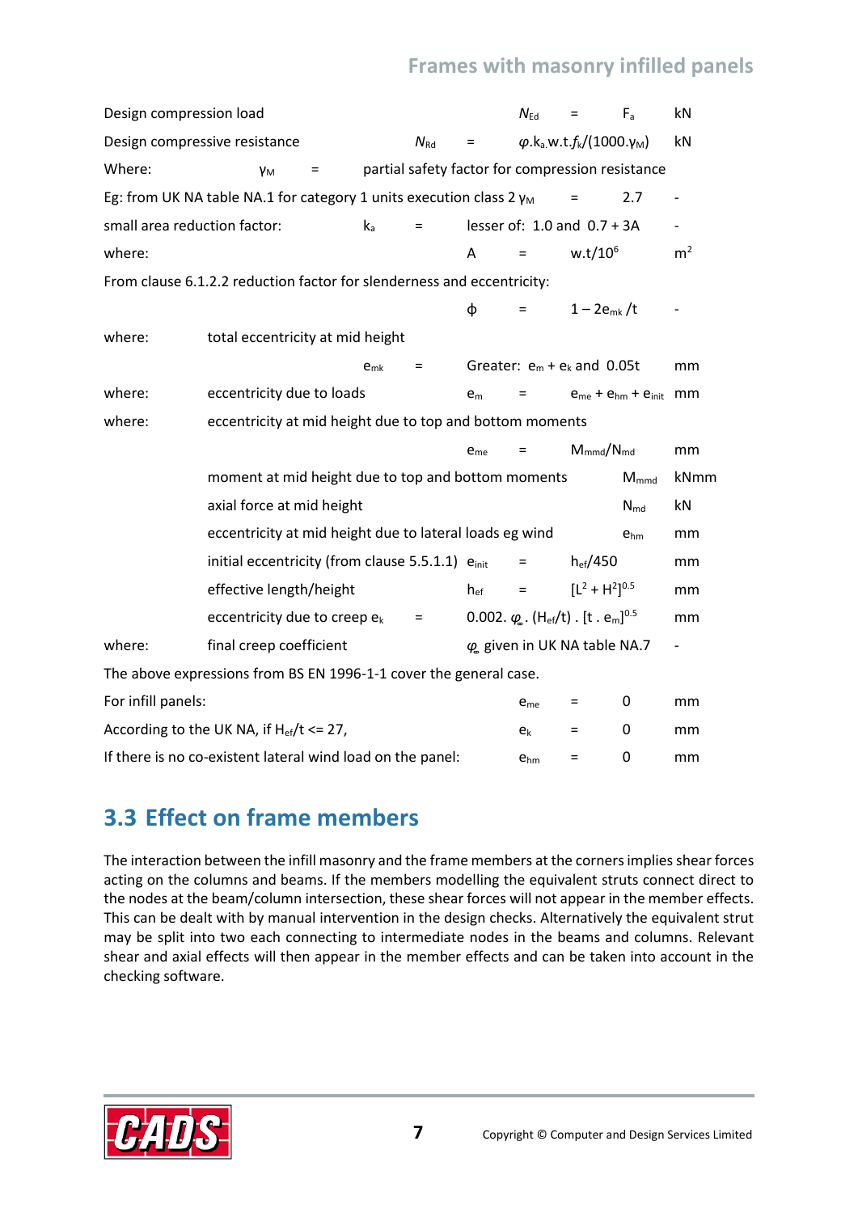| | | | | |
|---|---|---|---|---|
| Design compression load | | $N_{Ed}$ | = $F_a$ | kN |
| Design compressive resistance | $N_{Rd}$ | = | $\varphi.k_a.w.t.f_k/(1000.\gamma_M)$ | kN |

Where: $\gamma_M$ = partial safety factor for compression resistance

| | | | | |
|---|---|---|---|---|
| Eg: from UK NA table NA.1 for category 1 units execution class 2 $\gamma_M$ | | = | 2.7 | - |
| small area reduction factor: $k_a$ | = | lesser of: 1.0 and 0.7 + 3A | | - |
| where: | A | = | $w.t/10^6$ | $m^2$ |

From clause 6.1.2.2 reduction factor for slenderness and eccentricity:

| | | | | |
|---|---|---|---|---|
| | $\phi$ | = | $1 - 2e_{mk}/t$ | - |

where: total eccentricity at mid height

| | | | | |
|---|---|---|---|---|
| | $e_{mk}$ | = | Greater: $e_m + e_k$ and $0.05t$ | mm |
| where: eccentricity due to loads | $e_m$ | = | $e_{me} + e_{hm} + e_{init}$ | mm |

where: eccentricity at mid height due to top and bottom moments

| | | | | |
|---|---|---|---|---|
| | $e_{me}$ | = | $M_{mmd}/N_{md}$ | mm |
| moment at mid height due to top and bottom moments | | | $M_{mmd}$ | kNmm |
| axial force at mid height | | | $N_{md}$ | kN |
| eccentricity at mid height due to lateral loads eg wind | | | $e_{hm}$ | mm |
| initial eccentricity (from clause 5.5.1.1) | $e_{init}$ | = | $h_{ef}/450$ | mm |
| effective length/height | $h_{ef}$ | = | $[L^2 + H^2]^{0.5}$ | mm |
| eccentricity due to creep $e_k$ | = | | $0.002.\varphi_\infty.(H_{ef}/t).[t.e_m]^{0.5}$ | mm |

where: final creep coefficient $\varphi_\infty$ given in UK NA table NA.7 -

The above expressions from BS EN 1996-1-1 cover the general case.

| | | | | |
|---|---|---|---|---|
| For infill panels: | $e_{me}$ | = | 0 | mm |
| According to the UK NA, if $H_{ef}/t <= 27$, | $e_k$ | = | 0 | mm |
| If there is no co-existent lateral wind load on the panel: | $e_{hm}$ | = | 0 | mm |

## 3.3 Effect on frame members

The interaction between the infill masonry and the frame members at the corners implies shear forces acting on the columns and beams. If the members modelling the equivalent struts connect direct to the nodes at the beam/column intersection, these shear forces will not appear in the member effects. This can be dealt with by manual intervention in the design checks. Alternatively the equivalent strut may be split into two each connecting to intermediate nodes in the beams and columns. Relevant shear and axial effects will then appear in the member effects and can be taken into account in the checking software.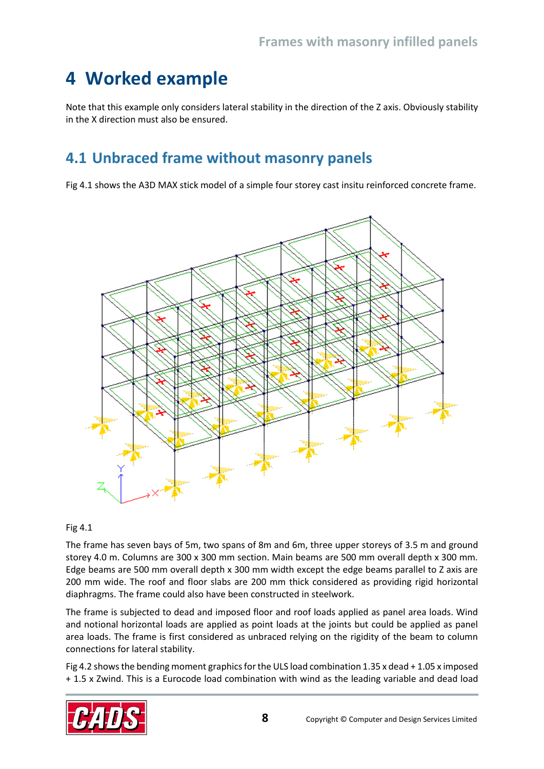# 4 Worked example

Note that this example only considers lateral stability in the direction of the Z axis. Obviously stability in the X direction must also be ensured.

## 4.1 Unbraced frame without masonry panels

Fig 4.1 shows the A3D MAX stick model of a simple four storey cast insitu reinforced concrete frame.

Fig 4.1

The frame has seven bays of 5m, two spans of 8m and 6m, three upper storeys of 3.5 m and ground storey 4.0 m. Columns are 300 x 300 mm section. Main beams are 500 mm overall depth x 300 mm. Edge beams are 500 mm overall depth x 300 mm width except the edge beams parallel to Z axis are 200 mm wide. The roof and floor slabs are 200 mm thick considered as providing rigid horizontal diaphragms. The frame could also have been constructed in steelwork.

The frame is subjected to dead and imposed floor and roof loads applied as panel area loads. Wind and notional horizontal loads are applied as point loads at the joints but could be applied as panel area loads. The frame is first considered as unbraced relying on the rigidity of the beam to column connections for lateral stability.

Fig 4.2 shows the bending moment graphics for the ULS load combination 1.35 x dead + 1.05 x imposed + 1.5 x Zwind. This is a Eurocode load combination with wind as the leading variable and dead load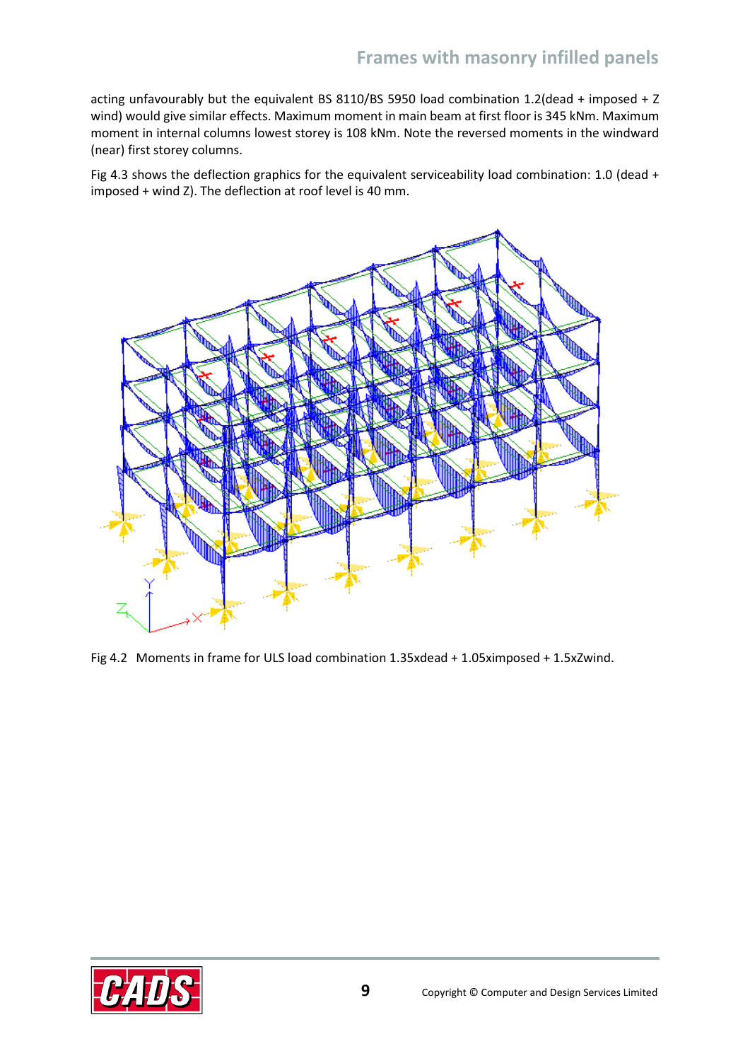acting unfavourably but the equivalent BS 8110/BS 5950 load combination 1.2(dead + imposed + Z wind) would give similar effects. Maximum moment in main beam at first floor is 345 kNm. Maximum moment in internal columns lowest storey is 108 kNm. Note the reversed moments in the windward (near) first storey columns.

Fig 4.3 shows the deflection graphics for the equivalent serviceability load combination: 1.0 (dead + imposed + wind Z). The deflection at roof level is 40 mm.

Fig 4.2 Moments in frame for ULS load combination 1.35xdead + 1.05ximposed + 1.5xZwind.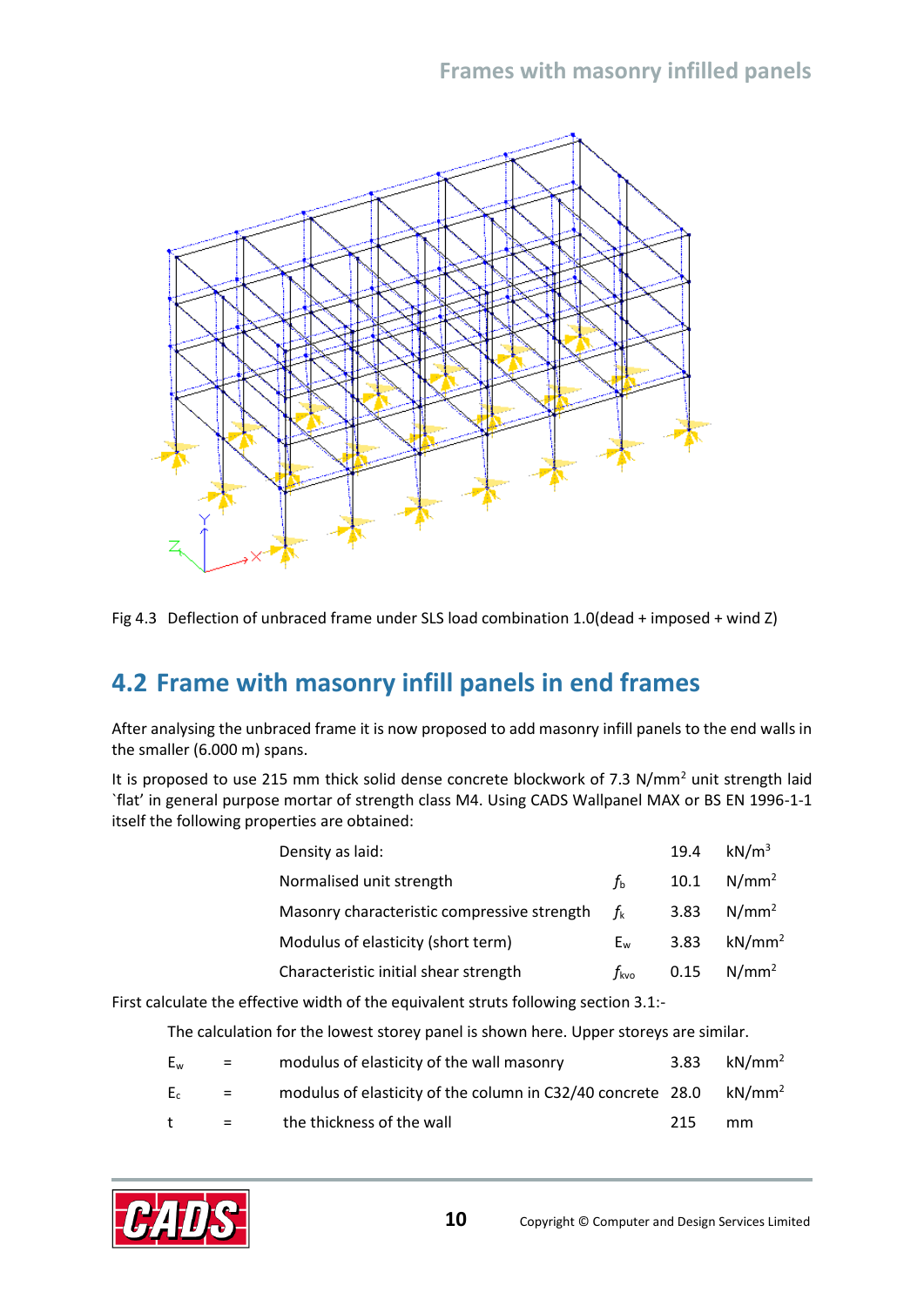Fig 4.3 Deflection of unbraced frame under SLS load combination 1.0(dead + imposed + wind Z)

## 4.2 Frame with masonry infill panels in end frames

After analysing the unbraced frame it is now proposed to add masonry infill panels to the end walls in the smaller (6.000 m) spans.

It is proposed to use 215 mm thick solid dense concrete blockwork of 7.3 N/mm$^2$ unit strength laid `flat' in general purpose mortar of strength class M4. Using CADS Wallpanel MAX or BS EN 1996-1-1 itself the following properties are obtained:

| | | | |
|---|---|---|---|
| Density as laid: | | 19.4 | kN/m$^3$ |
| Normalised unit strength | $f_b$ | 10.1 | N/mm$^2$ |
| Masonry characteristic compressive strength | $f_k$ | 3.83 | N/mm$^2$ |
| Modulus of elasticity (short term) | $E_w$ | 3.83 | kN/mm$^2$ |
| Characteristic initial shear strength | $f_{kvo}$ | 0.15 | N/mm$^2$ |

First calculate the effective width of the equivalent struts following section 3.1:-

The calculation for the lowest storey panel is shown here. Upper storeys are similar.

| | | | | |
|---|---|---|---|---|
| $E_w$ | = | modulus of elasticity of the wall masonry | 3.83 | kN/mm$^2$ |
| $E_c$ | = | modulus of elasticity of the column in C32/40 concrete | 28.0 | kN/mm$^2$ |
| t | = | the thickness of the wall | 215 | mm |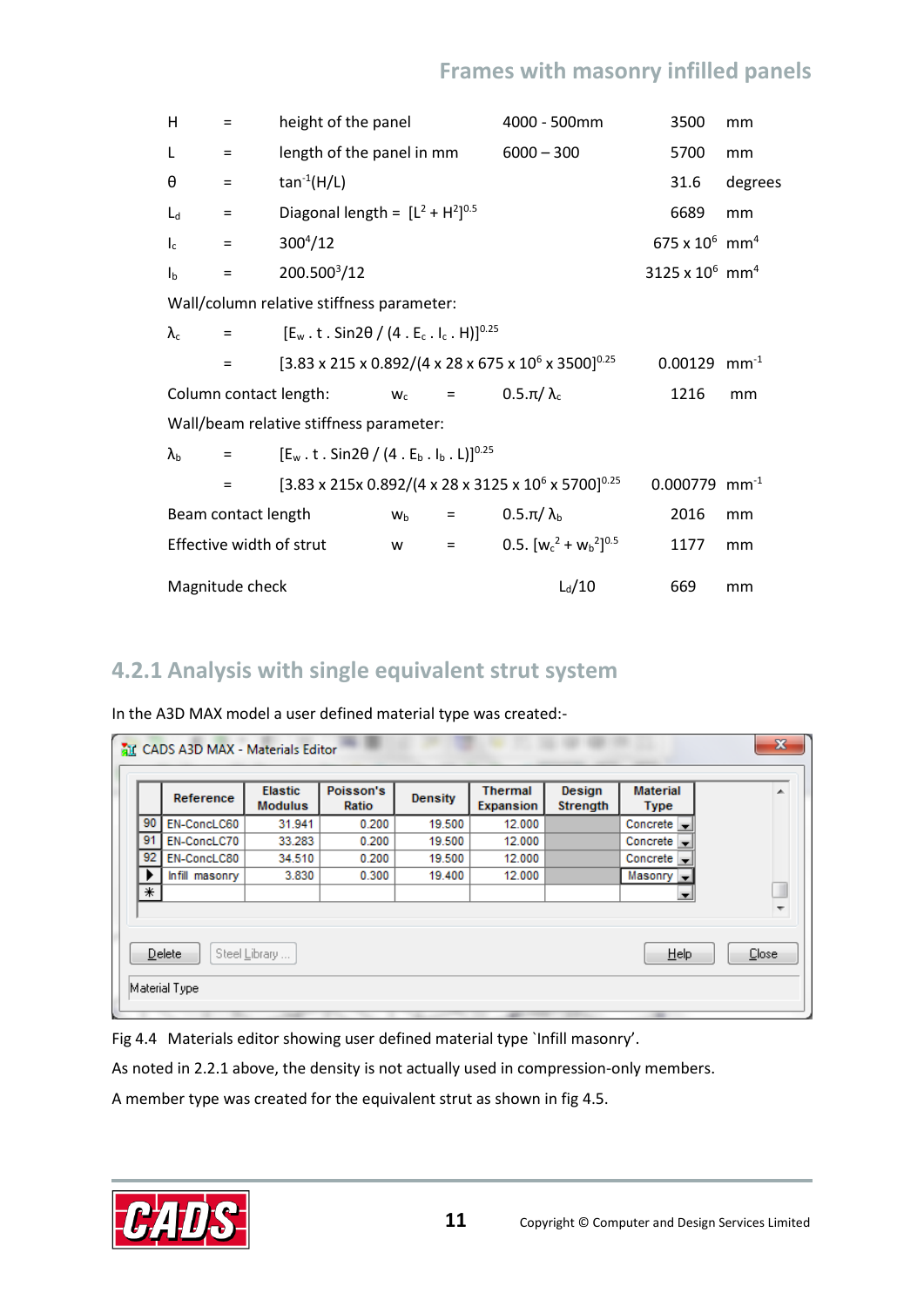| | | | | | |
|---|---|---|---|---|---|
| $H$ | = | height of the panel | 4000 - 500mm | 3500 | mm |
| $L$ | = | length of the panel in mm | 6000 – 300 | 5700 | mm |
| $\theta$ | = | $\tan^{-1}(H/L)$ | | 31.6 | degrees |
| $L_d$ | = | Diagonal length = $[L^2 + H^2]^{0.5}$ | | 6689 | mm |
| $I_c$ | = | $300^4/12$ | | $675 \times 10^6$ | $mm^4$ |
| $I_b$ | = | $200.500^3/12$ | | $3125 \times 10^6$ | $mm^4$ |

Wall/column relative stiffness parameter:

$\lambda_c$ = $[E_w . t . \sin 2\theta / (4 . E_c . I_c . H)]^{0.25}$

= $[3.83 \times 215 \times 0.892/(4 \times 28 \times 675 \times 10^6 \times 3500]^{0.25}$ — 0.00129 $mm^{-1}$

Column contact length: $w_c$ = $0.5.\pi/ \lambda_c$ — 1216 mm

Wall/beam relative stiffness parameter:

$\lambda_b$ = $[E_w . t . \sin 2\theta / (4 . E_b . I_b . L)]^{0.25}$

= $[3.83 \times 215 \times 0.892/(4 \times 28 \times 3125 \times 10^6 \times 5700]^{0.25}$ — 0.000779 $mm^{-1}$

Beam contact length $w_b$ = $0.5.\pi/ \lambda_b$ — 2016 mm

Effective width of strut $w$ = $0.5. [w_c^2 + w_b^2]^{0.5}$ — 1177 mm

Magnitude check $L_d/10$ — 669 mm

## 4.2.1 Analysis with single equivalent strut system

In the A3D MAX model a user defined material type was created:-

CADS A3D MAX - Materials Editor

| | Reference | Elastic Modulus | Poisson's Ratio | Density | Thermal Expansion | Design Strength | Material Type |
|---|---|---|---|---|---|---|---|
| 90 | EN-ConcLC60 | 31.941 | 0.200 | 19.500 | 12.000 | | Concrete |
| 91 | EN-ConcLC70 | 33.283 | 0.200 | 19.500 | 12.000 | | Concrete |
| 92 | EN-ConcLC80 | 34.510 | 0.200 | 19.500 | 12.000 | | Concrete |
| ▶ | Infill masonry | 3.830 | 0.300 | 19.400 | 12.000 | | Masonry |
| * | | | | | | | |

Delete | Steel Library ... | Help | Close

Material Type

Fig 4.4 Materials editor showing user defined material type `Infill masonry'.

As noted in 2.2.1 above, the density is not actually used in compression-only members.

A member type was created for the equivalent strut as shown in fig 4.5.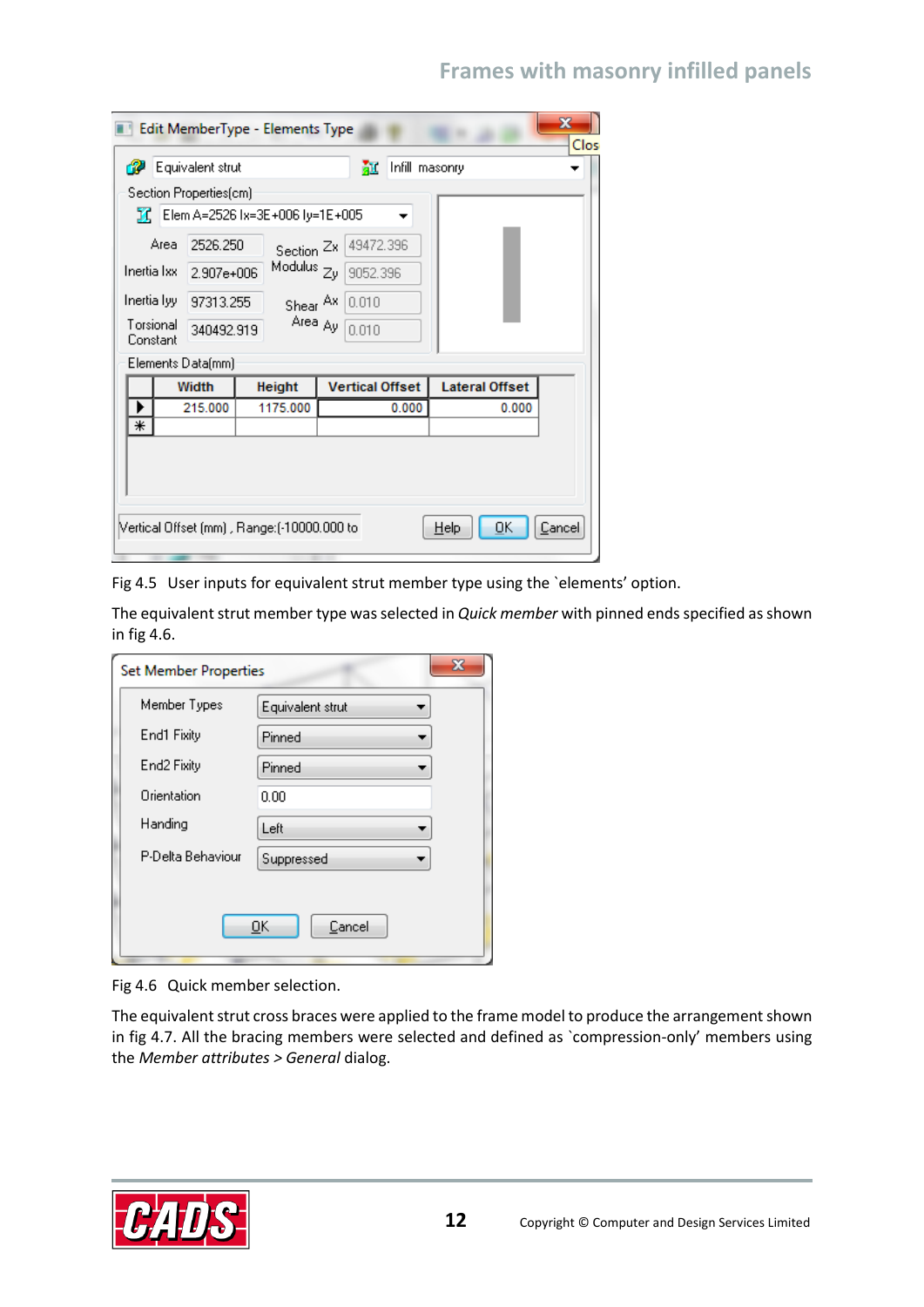Fig 4.5 User inputs for equivalent strut member type using the `elements' option.

The equivalent strut member type was selected in *Quick member* with pinned ends specified as shown in fig 4.6.

Fig 4.6 Quick member selection.

The equivalent strut cross braces were applied to the frame model to produce the arrangement shown in fig 4.7. All the bracing members were selected and defined as `compression-only' members using the *Member attributes > General* dialog.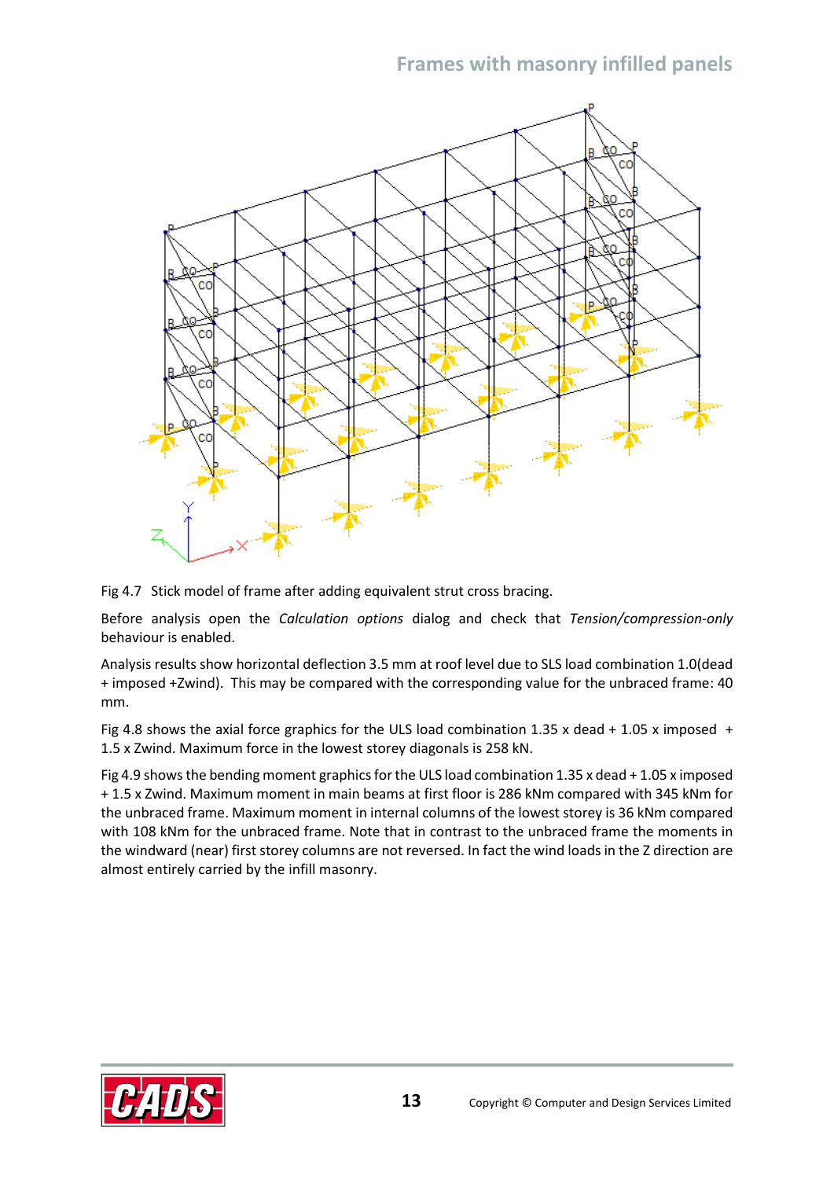Fig 4.7 Stick model of frame after adding equivalent strut cross bracing.

Before analysis open the *Calculation options* dialog and check that *Tension/compression-only* behaviour is enabled.

Analysis results show horizontal deflection 3.5 mm at roof level due to SLS load combination 1.0(dead + imposed +Zwind). This may be compared with the corresponding value for the unbraced frame: 40 mm.

Fig 4.8 shows the axial force graphics for the ULS load combination 1.35 x dead + 1.05 x imposed + 1.5 x Zwind. Maximum force in the lowest storey diagonals is 258 kN.

Fig 4.9 shows the bending moment graphics for the ULS load combination 1.35 x dead + 1.05 x imposed + 1.5 x Zwind. Maximum moment in main beams at first floor is 286 kNm compared with 345 kNm for the unbraced frame. Maximum moment in internal columns of the lowest storey is 36 kNm compared with 108 kNm for the unbraced frame. Note that in contrast to the unbraced frame the moments in the windward (near) first storey columns are not reversed. In fact the wind loads in the Z direction are almost entirely carried by the infill masonry.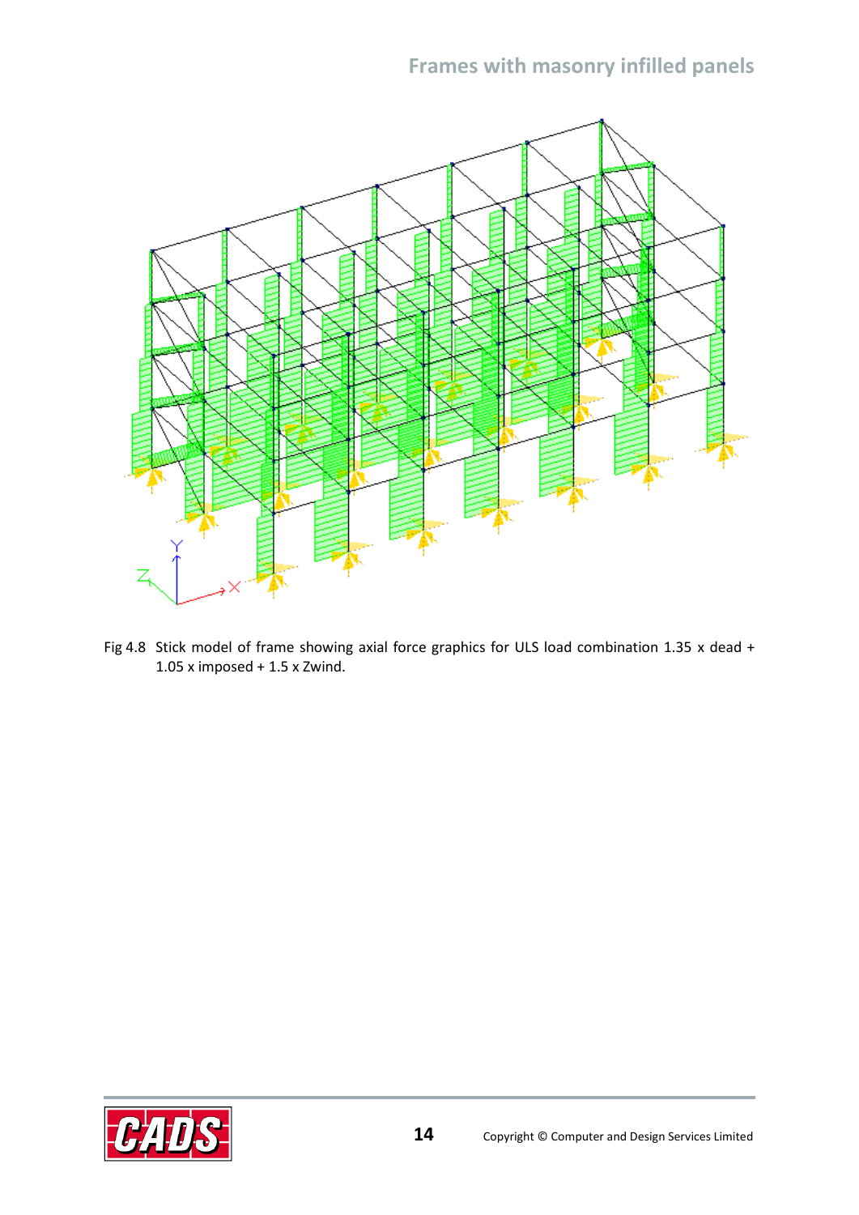Fig 4.8 Stick model of frame showing axial force graphics for ULS load combination 1.35 x dead + 1.05 x imposed + 1.5 x Zwind.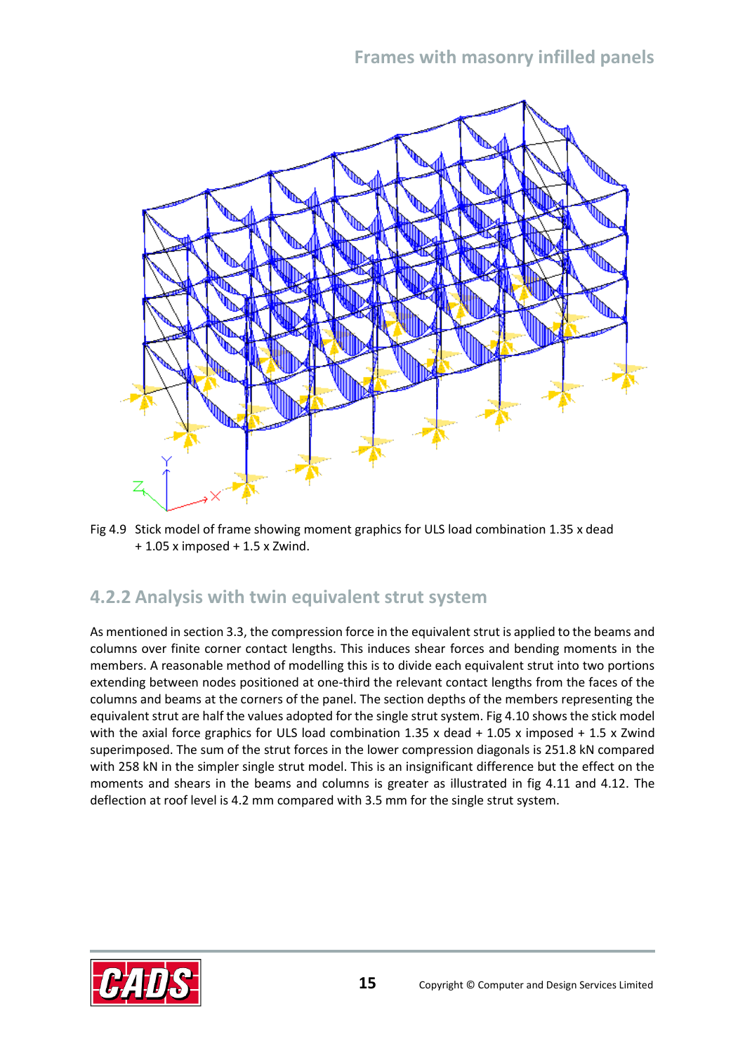Fig 4.9 Stick model of frame showing moment graphics for ULS load combination 1.35 x dead + 1.05 x imposed + 1.5 x Zwind.

## 4.2.2 Analysis with twin equivalent strut system

As mentioned in section 3.3, the compression force in the equivalent strut is applied to the beams and columns over finite corner contact lengths. This induces shear forces and bending moments in the members. A reasonable method of modelling this is to divide each equivalent strut into two portions extending between nodes positioned at one-third the relevant contact lengths from the faces of the columns and beams at the corners of the panel. The section depths of the members representing the equivalent strut are half the values adopted for the single strut system. Fig 4.10 shows the stick model with the axial force graphics for ULS load combination 1.35 x dead + 1.05 x imposed + 1.5 x Zwind superimposed. The sum of the strut forces in the lower compression diagonals is 251.8 kN compared with 258 kN in the simpler single strut model. This is an insignificant difference but the effect on the moments and shears in the beams and columns is greater as illustrated in fig 4.11 and 4.12. The deflection at roof level is 4.2 mm compared with 3.5 mm for the single strut system.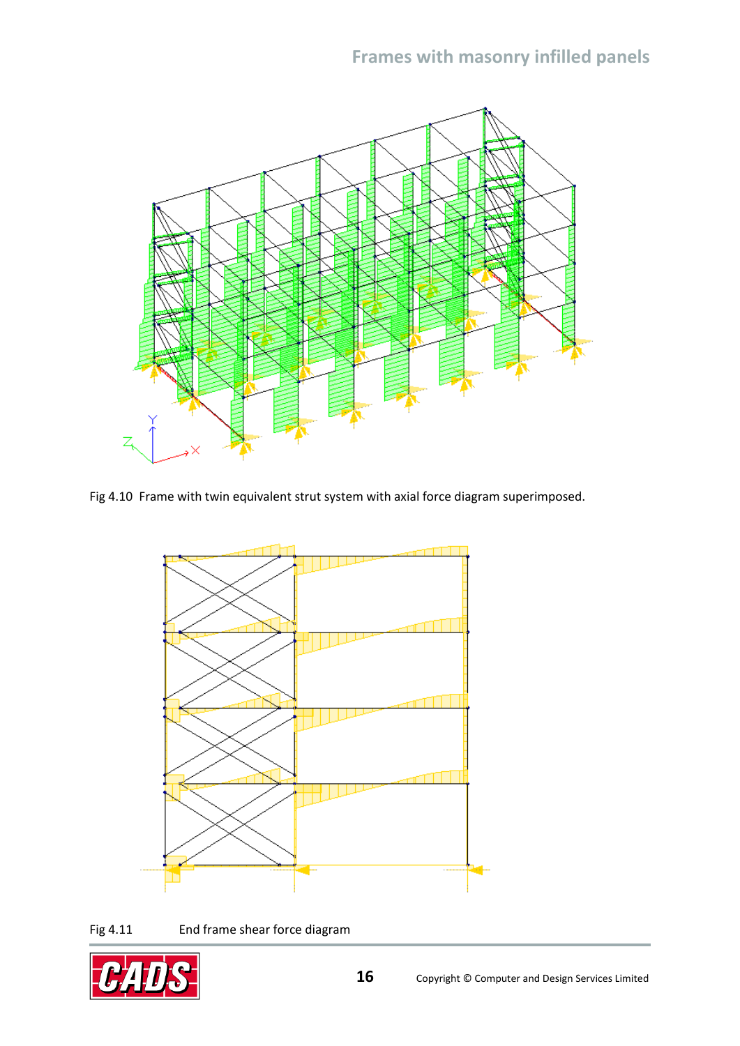Fig 4.10 Frame with twin equivalent strut system with axial force diagram superimposed.

Fig 4.11 End frame shear force diagram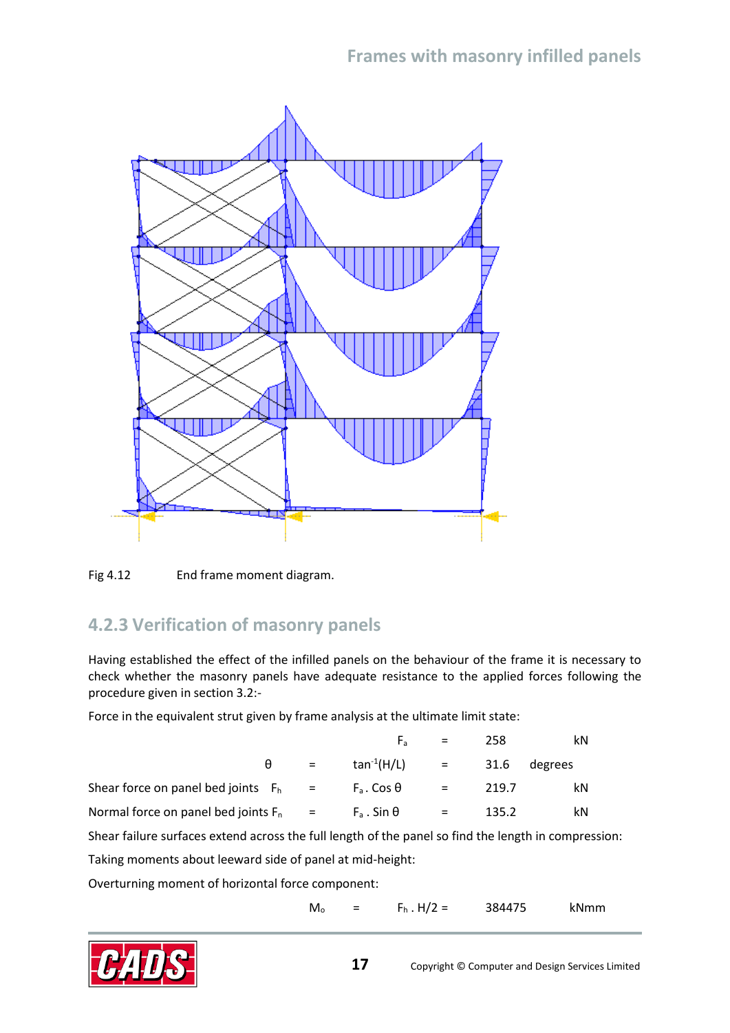Fig 4.12 End frame moment diagram.

### 4.2.3 Verification of masonry panels

Having established the effect of the infilled panels on the behaviour of the frame it is necessary to check whether the masonry panels have adequate resistance to the applied forces following the procedure given in section 3.2:-

Force in the equivalent strut given by frame analysis at the ultimate limit state:

| | | | | | |
|---|---|---|---|---|---|
| | | $F_a$ | = | 258 | kN |
| $\theta$ | = | $\tan^{-1}(H/L)$ | = | 31.6 | degrees |
| Shear force on panel bed joints $F_h$ | = | $F_a . \cos\theta$ | = | 219.7 | kN |
| Normal force on panel bed joints $F_n$ | = | $F_a . \sin\theta$ | = | 135.2 | kN |

Shear failure surfaces extend across the full length of the panel so find the length in compression:

Taking moments about leeward side of panel at mid-height:

Overturning moment of horizontal force component:

$$M_o = F_h . H/2 = 384475 \text{ kNmm}$$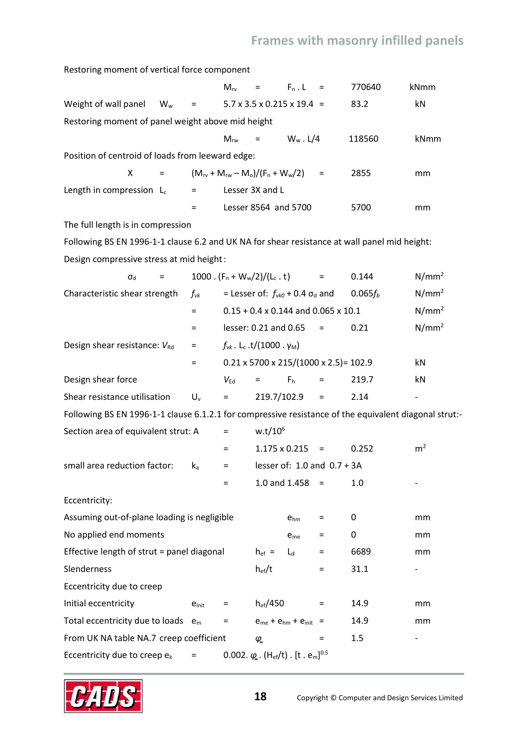Restoring moment of vertical force component

| | | | | | | |
|---|---|---|---|---|---|---|
| | | $M_{rv}$ = | $F_n \cdot L$ | = | 770640 | kNmm |
| Weight of wall panel | $W_w$ = | 5.7 x 3.5 x 0.215 x 19.4 | | = | 83.2 | kN |

Restoring moment of panel weight above mid height

| | | | | | |
|---|---|---|---|---|---|
| | $M_{rw}$ = | $W_w \cdot L/4$ | | 118560 | kNmm |

Position of centroid of loads from leeward edge:

| | | | | | |
|---|---|---|---|---|---|
| X | = | $(M_{rv} + M_{rw} - M_o)/(F_n + W_w/2)$ | = | 2855 | mm |
| Length in compression $L_c$ | = | Lesser 3X and L | | | |
| | = | Lesser 8564 and 5700 | | 5700 | mm |

The full length is in compression

Following BS EN 1996-1-1 clause 6.2 and UK NA for shear resistance at wall panel mid height:

Design compressive stress at mid height :

| | | | | | |
|---|---|---|---|---|---|
| $\sigma_d$ | = | $1000 \cdot (F_n + W_w/2)/(L_c \cdot t)$ | = | 0.144 | N/mm$^2$ |
| Characteristic shear strength | $f_{vk}$ | = Lesser of: $f_{vk0} + 0.4\,\sigma_d$ and | | $0.065 f_b$ | N/mm$^2$ |
| | = | 0.15 + 0.4 x 0.144 and 0.065 x 10.1 | | | N/mm$^2$ |
| | = | lesser: 0.21 and 0.65 | = | 0.21 | N/mm$^2$ |
| Design shear resistance: $V_{Rd}$ | = | $f_{vk} \cdot L_c \cdot t/(1000 \cdot \gamma_M)$ | | | |
| | = | 0.21 x 5700 x 215/(1000 x 2.5)= 102.9 | | | kN |
| Design shear force | | $V_{Ed}$ = $F_h$ | = | 219.7 | kN |
| Shear resistance utilisation | $U_v$ | = 219.7/102.9 | = | 2.14 | - |

Following BS EN 1996-1-1 clause 6.1.2.1 for compressive resistance of the equivalent diagonal strut:-

| | | | | | | |
|---|---|---|---|---|---|---|
| Section area of equivalent strut: A | | = | $w.t/10^6$ | | | |
| | | = | 1.175 x 0.215 | = | 0.252 | m$^2$ |
| small area reduction factor: | $k_a$ | = | lesser of: 1.0 and 0.7 + 3A | | | |
| | | = | 1.0 and 1.458 | = | 1.0 | - |

Eccentricity:

| | | | | | |
|---|---|---|---|---|---|
| Assuming out-of-plane loading is negligible | | $e_{hm}$ | = | 0 | mm |
| No applied end moments | | $e_{me}$ | = | 0 | mm |
| Effective length of strut = panel diagonal | | $h_{ef}$ = $L_d$ | = | 6689 | mm |
| Slenderness | | $h_{ef}/t$ | = | 31.1 | - |

Eccentricity due to creep

| | | | | | | |
|---|---|---|---|---|---|---|
| Initial eccentricity | $e_{init}$ | = | $h_{ef}/450$ | = | 14.9 | mm |
| Total eccentricity due to loads | $e_m$ | = | $e_{me} + e_{hm} + e_{init}$ | = | 14.9 | mm |
| From UK NA table NA.7 creep coefficient | | | $\varphi_\infty$ | = | 1.5 | - |
| Eccentricity due to creep $e_k$ | = | | $0.002 \cdot \varphi_\infty \cdot (H_{ef}/t) \cdot [t \cdot e_m]^{0.5}$ | | | |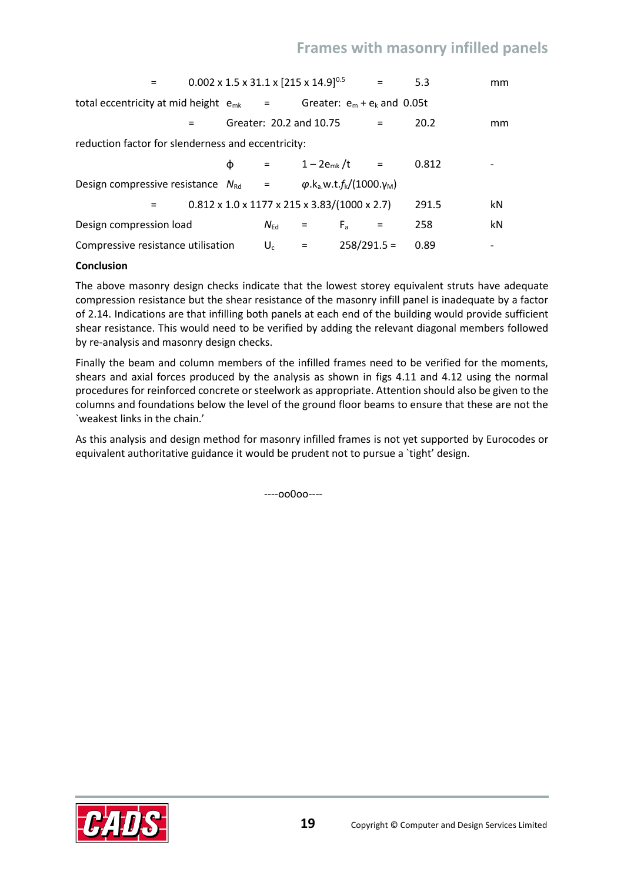| | | | | |
|---|---|---|---|---|
| $=$ | $0.002 \times 1.5 \times 31.1 \times [215 \times 14.9]^{0.5}$ | $=$ | 5.3 | mm |
| total eccentricity at mid height $e_{mk}$ | $=$ Greater: $e_m + e_k$ and $0.05t$ | | | |
| $=$ | Greater: 20.2 and 10.75 | $=$ | 20.2 | mm |

reduction factor for slenderness and eccentricity:

| | | | | |
|---|---|---|---|---|
| $\phi$ | $=$ | $1 - 2e_{mk}/t$ | $=$ | 0.812 | - |

| | | | | |
|---|---|---|---|---|
| Design compressive resistance $N_{Rd}$ | $=$ | $\varphi.k_a.w.t.f_k/(1000.\gamma_M)$ | | |
| $=$ | $0.812 \times 1.0 \times 1177 \times 215 \times 3.83/(1000 \times 2.7)$ | | 291.5 | kN |
| Design compression load | $N_{Ed}$ $=$ | $F_a$ $=$ | 258 | kN |
| Compressive resistance utilisation | $U_c$ $=$ | $258/291.5 =$ | 0.89 | - |

**Conclusion**

The above masonry design checks indicate that the lowest storey equivalent struts have adequate compression resistance but the shear resistance of the masonry infill panel is inadequate by a factor of 2.14. Indications are that infilling both panels at each end of the building would provide sufficient shear resistance. This would need to be verified by adding the relevant diagonal members followed by re-analysis and masonry design checks.

Finally the beam and column members of the infilled frames need to be verified for the moments, shears and axial forces produced by the analysis as shown in figs 4.11 and 4.12 using the normal procedures for reinforced concrete or steelwork as appropriate. Attention should also be given to the columns and foundations below the level of the ground floor beams to ensure that these are not the `weakest links in the chain.'

As this analysis and design method for masonry infilled frames is not yet supported by Eurocodes or equivalent authoritative guidance it would be prudent not to pursue a `tight' design.

----oo0oo----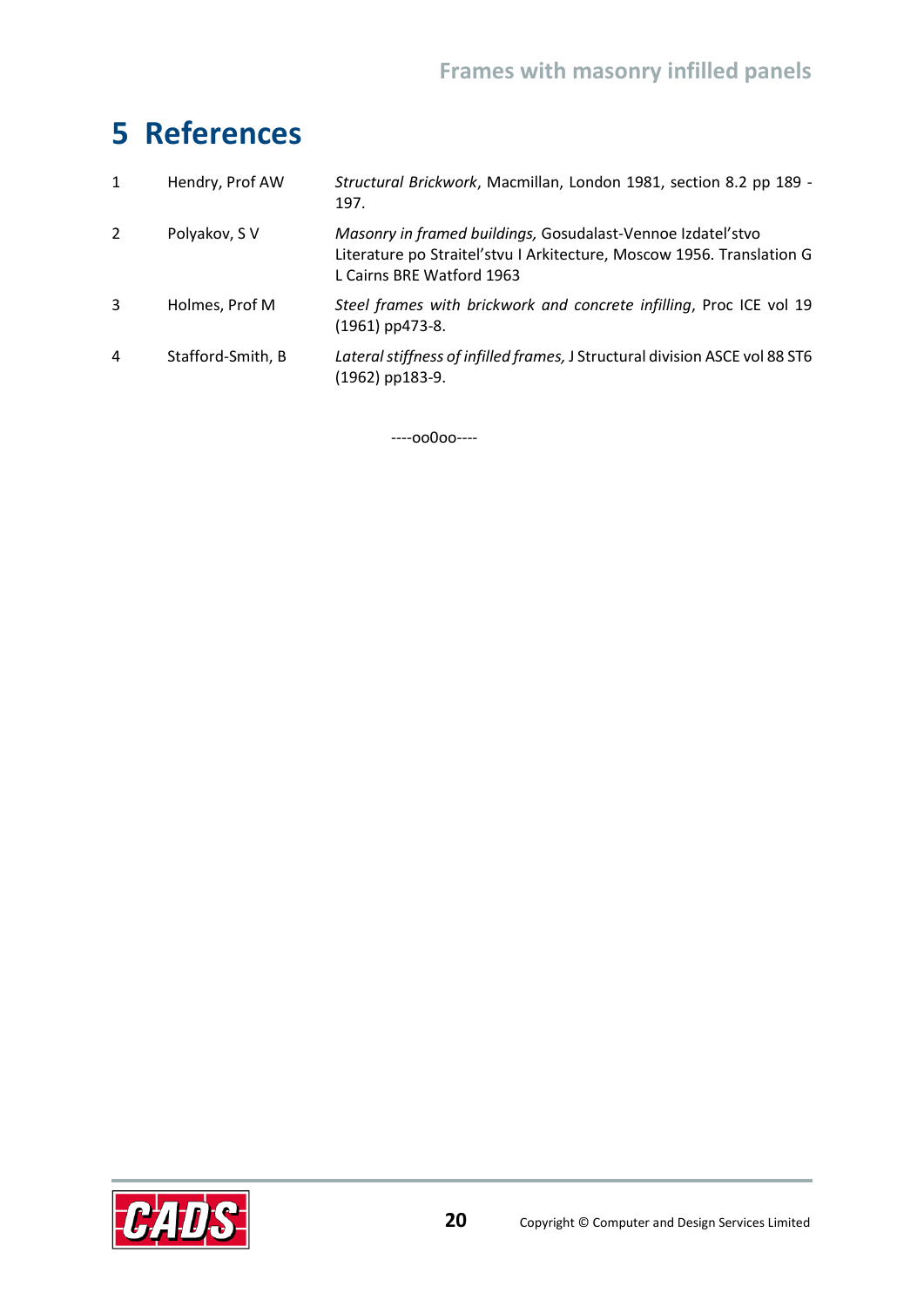# 5 References

| | | |
|---|---|---|
| 1 | Hendry, Prof AW | *Structural Brickwork*, Macmillan, London 1981, section 8.2 pp 189 - 197. |
| 2 | Polyakov, S V | *Masonry in framed buildings,* Gosudalast-Vennoe Izdatel'stvo Literature po Straitel'stvu I Arkitecture, Moscow 1956. Translation G L Cairns BRE Watford 1963 |
| 3 | Holmes, Prof M | *Steel frames with brickwork and concrete infilling*, Proc ICE vol 19 (1961) pp473-8. |
| 4 | Stafford-Smith, B | *Lateral stiffness of infilled frames,* J Structural division ASCE vol 88 ST6 (1962) pp183-9. |

----oo0oo----